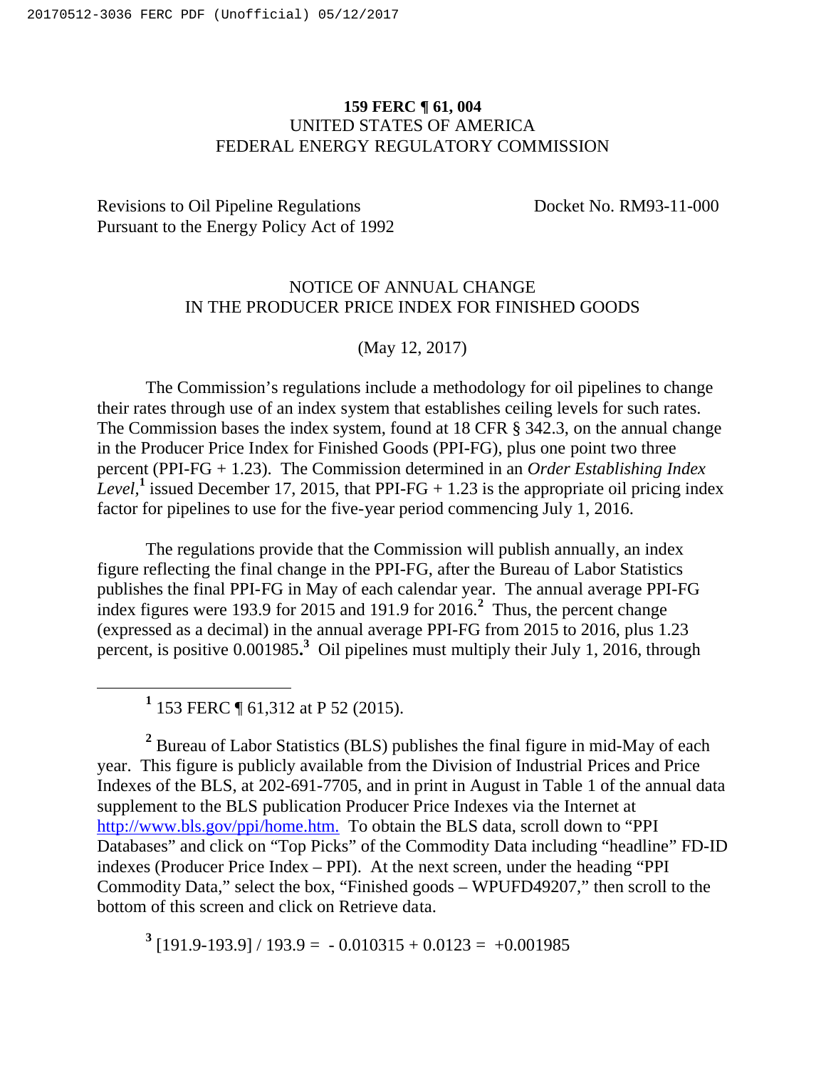**159 FERC ¶ 61, 004**
UNITED STATES OF AMERICA
FEDERAL ENERGY REGULATORY COMMISSION

Revisions to Oil Pipeline Regulations Pursuant to the Energy Policy Act of 1992 — Docket No. RM93-11-000

NOTICE OF ANNUAL CHANGE
IN THE PRODUCER PRICE INDEX FOR FINISHED GOODS

(May 12, 2017)

The Commission's regulations include a methodology for oil pipelines to change their rates through use of an index system that establishes ceiling levels for such rates. The Commission bases the index system, found at 18 CFR § 342.3, on the annual change in the Producer Price Index for Finished Goods (PPI-FG), plus one point two three percent (PPI-FG + 1.23). The Commission determined in an *Order Establishing Index Level*,[1] issued December 17, 2015, that PPI-FG + 1.23 is the appropriate oil pricing index factor for pipelines to use for the five-year period commencing July 1, 2016.

The regulations provide that the Commission will publish annually, an index figure reflecting the final change in the PPI-FG, after the Bureau of Labor Statistics publishes the final PPI-FG in May of each calendar year. The annual average PPI-FG index figures were 193.9 for 2015 and 191.9 for 2016.[2] Thus, the percent change (expressed as a decimal) in the annual average PPI-FG from 2015 to 2016, plus 1.23 percent, is positive 0.001985**.**[3] Oil pipelines must multiply their July 1, 2016, through

---

[1] 153 FERC ¶ 61,312 at P 52 (2015).

[2] Bureau of Labor Statistics (BLS) publishes the final figure in mid-May of each year. This figure is publicly available from the Division of Industrial Prices and Price Indexes of the BLS, at 202-691-7705, and in print in August in Table 1 of the annual data supplement to the BLS publication Producer Price Indexes via the Internet at http://www.bls.gov/ppi/home.htm. To obtain the BLS data, scroll down to "PPI Databases" and click on "Top Picks" of the Commodity Data including "headline" FD-ID indexes (Producer Price Index – PPI). At the next screen, under the heading "PPI Commodity Data," select the box, "Finished goods – WPUFD49207," then scroll to the bottom of this screen and click on Retrieve data.

[3] $[191.9-193.9] / 193.9 = -0.010315 + 0.0123 = +0.001985$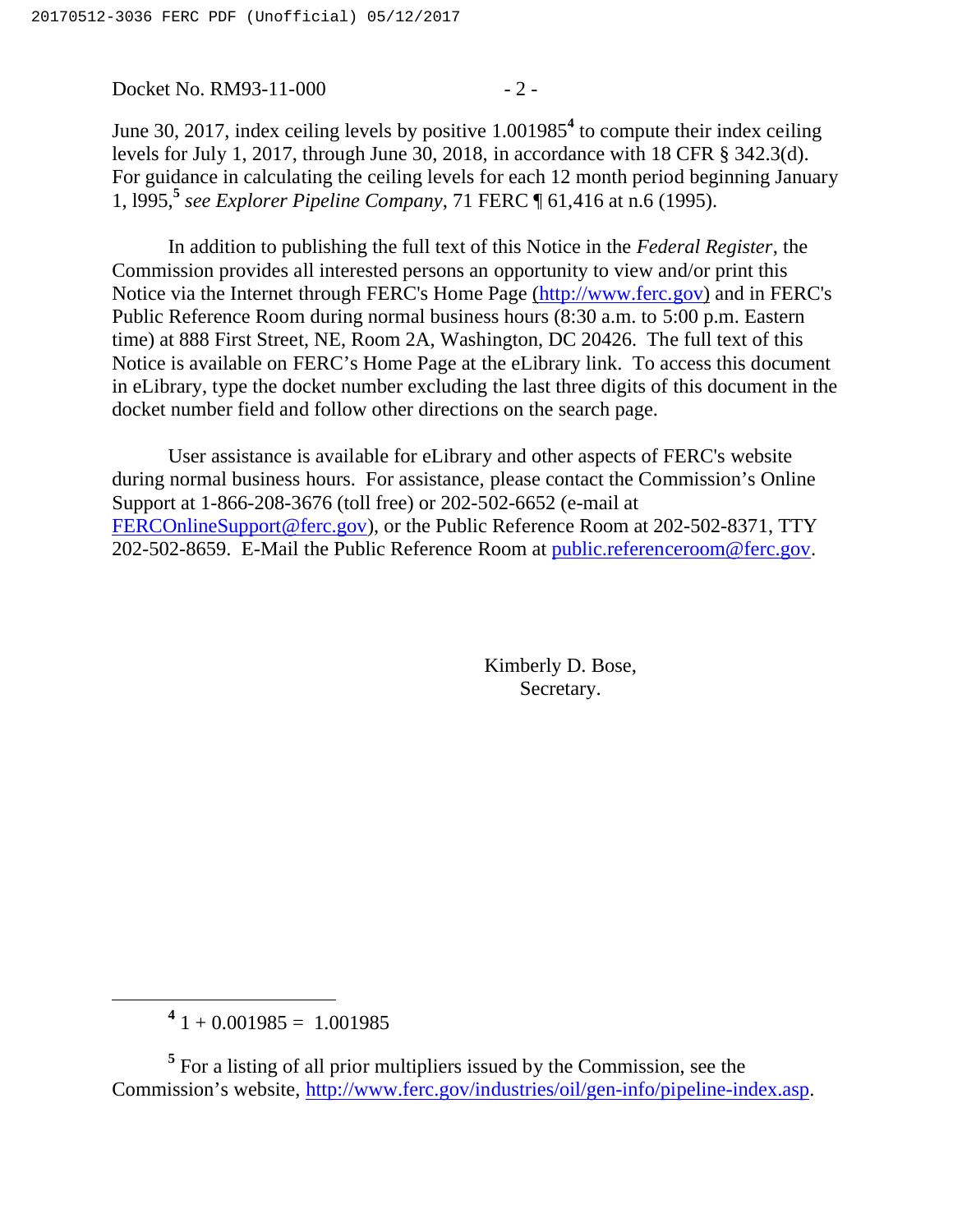June 30, 2017, index ceiling levels by positive 1.001985[4] to compute their index ceiling levels for July 1, 2017, through June 30, 2018, in accordance with 18 CFR § 342.3(d). For guidance in calculating the ceiling levels for each 12 month period beginning January 1, l995,[5] *see Explorer Pipeline Company*, 71 FERC ¶ 61,416 at n.6 (1995).

In addition to publishing the full text of this Notice in the *Federal Register*, the Commission provides all interested persons an opportunity to view and/or print this Notice via the Internet through FERC's Home Page (http://www.ferc.gov) and in FERC's Public Reference Room during normal business hours (8:30 a.m. to 5:00 p.m. Eastern time) at 888 First Street, NE, Room 2A, Washington, DC 20426. The full text of this Notice is available on FERC's Home Page at the eLibrary link. To access this document in eLibrary, type the docket number excluding the last three digits of this document in the docket number field and follow other directions on the search page.

User assistance is available for eLibrary and other aspects of FERC's website during normal business hours. For assistance, please contact the Commission's Online Support at 1-866-208-3676 (toll free) or 202-502-6652 (e-mail at FERCOnlineSupport@ferc.gov), or the Public Reference Room at 202-502-8371, TTY 202-502-8659. E-Mail the Public Reference Room at public.referenceroom@ferc.gov.

Kimberly D. Bose,
Secretary.

---

[4] 1 + 0.001985 = 1.001985

[5] For a listing of all prior multipliers issued by the Commission, see the Commission's website, http://www.ferc.gov/industries/oil/gen-info/pipeline-index.asp.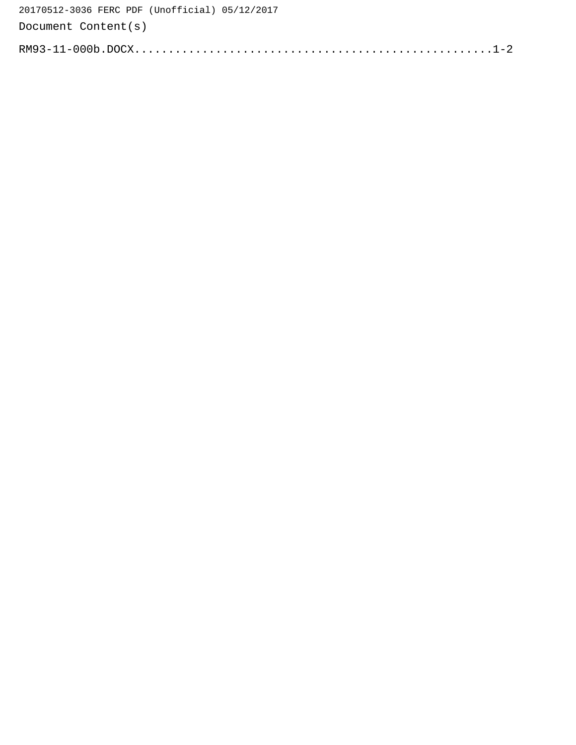20170512-3036 FERC PDF (Unofficial) 05/12/2017

Document Content(s)

RM93-11-000b.DOCX.....................................................1-2